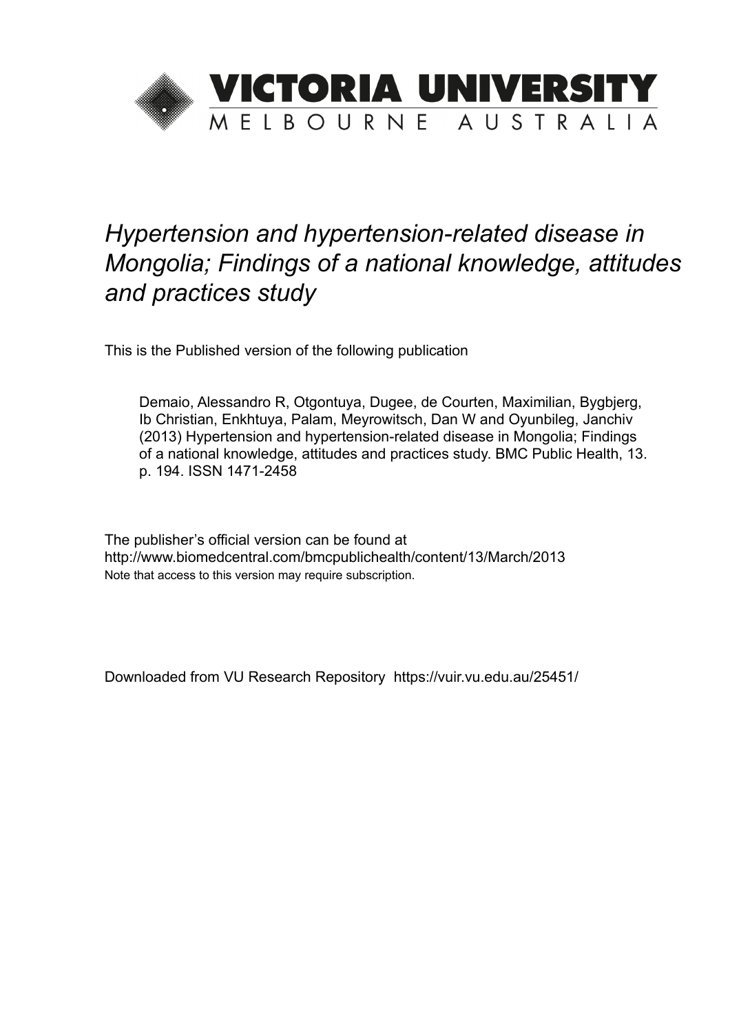# VICTORIA UNIVERSITY

MELBOURNE AUSTRALIA

*Hypertension and hypertension-related disease in Mongolia; Findings of a national knowledge, attitudes and practices study*

This is the Published version of the following publication

Demaio, Alessandro R, Otgontuya, Dugee, de Courten, Maximilian, Bygbjerg, Ib Christian, Enkhtuya, Palam, Meyrowitsch, Dan W and Oyunbileg, Janchiv (2013) Hypertension and hypertension-related disease in Mongolia; Findings of a national knowledge, attitudes and practices study. BMC Public Health, 13. p. 194. ISSN 1471-2458

The publisher's official version can be found at
http://www.biomedcentral.com/bmcpublichealth/content/13/March/2013
Note that access to this version may require subscription.

Downloaded from VU Research Repository https://vuir.vu.edu.au/25451/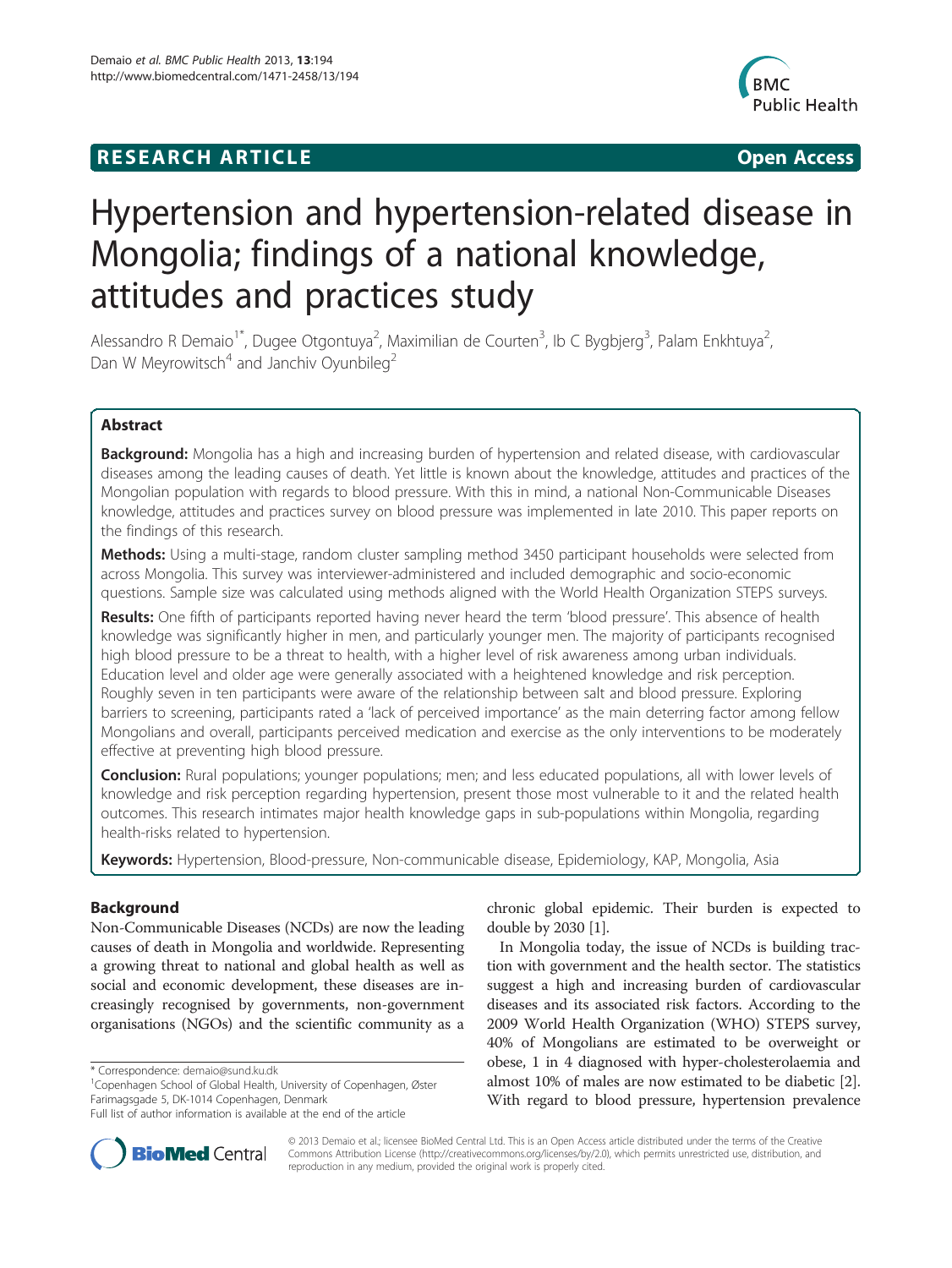# Hypertension and hypertension-related disease in Mongolia; findings of a national knowledge, attitudes and practices study

Alessandro R Demaio[1*], Dugee Otgontuya[2], Maximilian de Courten[3], Ib C Bygbjerg[3], Palam Enkhtuya[2], Dan W Meyrowitsch[4] and Janchiv Oyunbileg[2]

## Abstract

**Background:** Mongolia has a high and increasing burden of hypertension and related disease, with cardiovascular diseases among the leading causes of death. Yet little is known about the knowledge, attitudes and practices of the Mongolian population with regards to blood pressure. With this in mind, a national Non-Communicable Diseases knowledge, attitudes and practices survey on blood pressure was implemented in late 2010. This paper reports on the findings of this research.

**Methods:** Using a multi-stage, random cluster sampling method 3450 participant households were selected from across Mongolia. This survey was interviewer-administered and included demographic and socio-economic questions. Sample size was calculated using methods aligned with the World Health Organization STEPS surveys.

**Results:** One fifth of participants reported having never heard the term 'blood pressure'. This absence of health knowledge was significantly higher in men, and particularly younger men. The majority of participants recognised high blood pressure to be a threat to health, with a higher level of risk awareness among urban individuals. Education level and older age were generally associated with a heightened knowledge and risk perception. Roughly seven in ten participants were aware of the relationship between salt and blood pressure. Exploring barriers to screening, participants rated a 'lack of perceived importance' as the main deterring factor among fellow Mongolians and overall, participants perceived medication and exercise as the only interventions to be moderately effective at preventing high blood pressure.

**Conclusion:** Rural populations; younger populations; men; and less educated populations, all with lower levels of knowledge and risk perception regarding hypertension, present those most vulnerable to it and the related health outcomes. This research intimates major health knowledge gaps in sub-populations within Mongolia, regarding health-risks related to hypertension.

**Keywords:** Hypertension, Blood-pressure, Non-communicable disease, Epidemiology, KAP, Mongolia, Asia

## Background

Non-Communicable Diseases (NCDs) are now the leading causes of death in Mongolia and worldwide. Representing a growing threat to national and global health as well as social and economic development, these diseases are increasingly recognised by governments, non-government organisations (NGOs) and the scientific community as a chronic global epidemic. Their burden is expected to double by 2030 [1].

In Mongolia today, the issue of NCDs is building traction with government and the health sector. The statistics suggest a high and increasing burden of cardiovascular diseases and its associated risk factors. According to the 2009 World Health Organization (WHO) STEPS survey, 40% of Mongolians are estimated to be overweight or obese, 1 in 4 diagnosed with hyper-cholesterolaemia and almost 10% of males are now estimated to be diabetic [2]. With regard to blood pressure, hypertension prevalence

\* Correspondence: demaio@sund.ku.dk
[1]Copenhagen School of Global Health, University of Copenhagen, Øster Farimagsgade 5, DK-1014 Copenhagen, Denmark
Full list of author information is available at the end of the article

© 2013 Demaio et al.; licensee BioMed Central Ltd. This is an Open Access article distributed under the terms of the Creative Commons Attribution License (http://creativecommons.org/licenses/by/2.0), which permits unrestricted use, distribution, and reproduction in any medium, provided the original work is properly cited.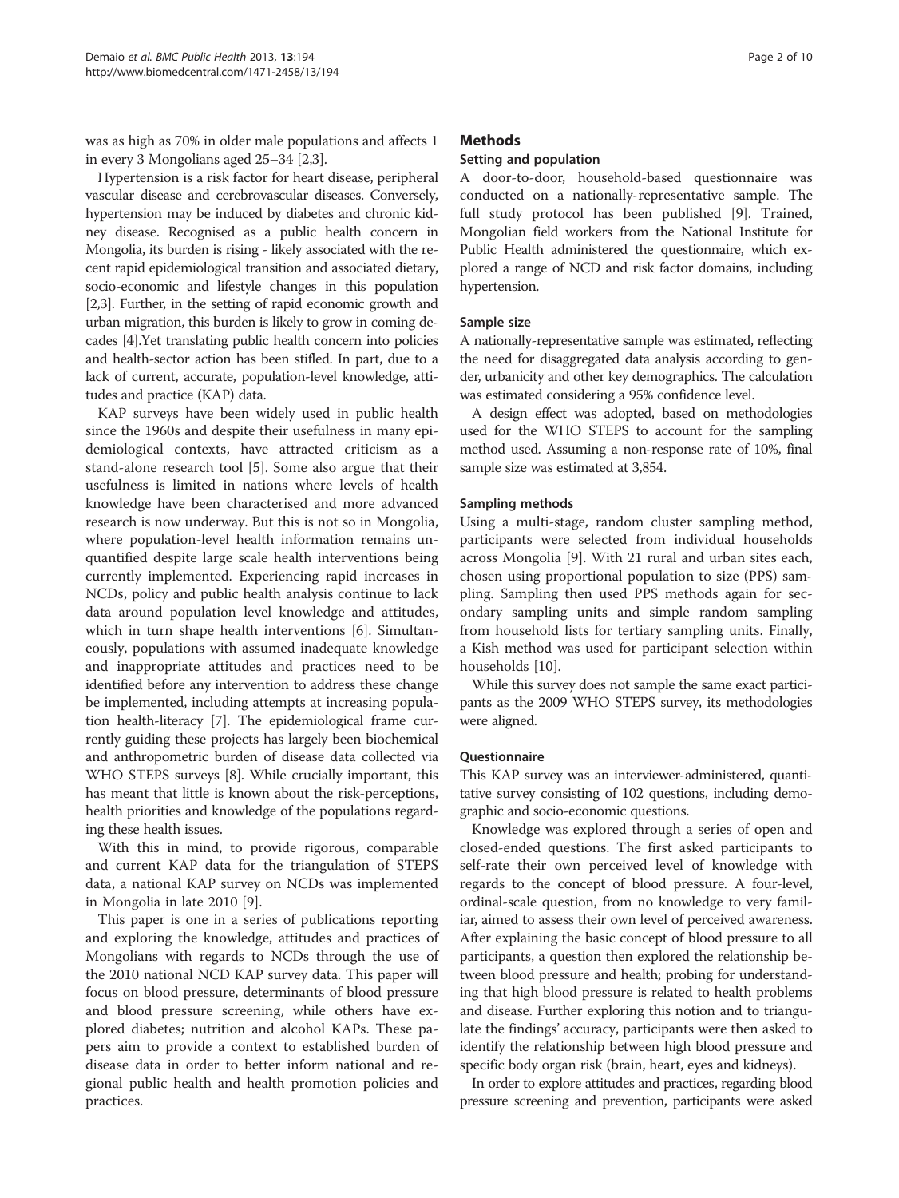was as high as 70% in older male populations and affects 1 in every 3 Mongolians aged 25–34 [2,3].

Hypertension is a risk factor for heart disease, peripheral vascular disease and cerebrovascular diseases. Conversely, hypertension may be induced by diabetes and chronic kidney disease. Recognised as a public health concern in Mongolia, its burden is rising - likely associated with the recent rapid epidemiological transition and associated dietary, socio-economic and lifestyle changes in this population [2,3]. Further, in the setting of rapid economic growth and urban migration, this burden is likely to grow in coming decades [4].Yet translating public health concern into policies and health-sector action has been stifled. In part, due to a lack of current, accurate, population-level knowledge, attitudes and practice (KAP) data.

KAP surveys have been widely used in public health since the 1960s and despite their usefulness in many epidemiological contexts, have attracted criticism as a stand-alone research tool [5]. Some also argue that their usefulness is limited in nations where levels of health knowledge have been characterised and more advanced research is now underway. But this is not so in Mongolia, where population-level health information remains unquantified despite large scale health interventions being currently implemented. Experiencing rapid increases in NCDs, policy and public health analysis continue to lack data around population level knowledge and attitudes, which in turn shape health interventions [6]. Simultaneously, populations with assumed inadequate knowledge and inappropriate attitudes and practices need to be identified before any intervention to address these change be implemented, including attempts at increasing population health-literacy [7]. The epidemiological frame currently guiding these projects has largely been biochemical and anthropometric burden of disease data collected via WHO STEPS surveys [8]. While crucially important, this has meant that little is known about the risk-perceptions, health priorities and knowledge of the populations regarding these health issues.

With this in mind, to provide rigorous, comparable and current KAP data for the triangulation of STEPS data, a national KAP survey on NCDs was implemented in Mongolia in late 2010 [9].

This paper is one in a series of publications reporting and exploring the knowledge, attitudes and practices of Mongolians with regards to NCDs through the use of the 2010 national NCD KAP survey data. This paper will focus on blood pressure, determinants of blood pressure and blood pressure screening, while others have explored diabetes; nutrition and alcohol KAPs. These papers aim to provide a context to established burden of disease data in order to better inform national and regional public health and health promotion policies and practices.

## Methods

### Setting and population

A door-to-door, household-based questionnaire was conducted on a nationally-representative sample. The full study protocol has been published [9]. Trained, Mongolian field workers from the National Institute for Public Health administered the questionnaire, which explored a range of NCD and risk factor domains, including hypertension.

### Sample size

A nationally-representative sample was estimated, reflecting the need for disaggregated data analysis according to gender, urbanicity and other key demographics. The calculation was estimated considering a 95% confidence level.

A design effect was adopted, based on methodologies used for the WHO STEPS to account for the sampling method used. Assuming a non-response rate of 10%, final sample size was estimated at 3,854.

### Sampling methods

Using a multi-stage, random cluster sampling method, participants were selected from individual households across Mongolia [9]. With 21 rural and urban sites each, chosen using proportional population to size (PPS) sampling. Sampling then used PPS methods again for secondary sampling units and simple random sampling from household lists for tertiary sampling units. Finally, a Kish method was used for participant selection within households [10].

While this survey does not sample the same exact participants as the 2009 WHO STEPS survey, its methodologies were aligned.

### Questionnaire

This KAP survey was an interviewer-administered, quantitative survey consisting of 102 questions, including demographic and socio-economic questions.

Knowledge was explored through a series of open and closed-ended questions. The first asked participants to self-rate their own perceived level of knowledge with regards to the concept of blood pressure. A four-level, ordinal-scale question, from no knowledge to very familiar, aimed to assess their own level of perceived awareness. After explaining the basic concept of blood pressure to all participants, a question then explored the relationship between blood pressure and health; probing for understanding that high blood pressure is related to health problems and disease. Further exploring this notion and to triangulate the findings' accuracy, participants were then asked to identify the relationship between high blood pressure and specific body organ risk (brain, heart, eyes and kidneys).

In order to explore attitudes and practices, regarding blood pressure screening and prevention, participants were asked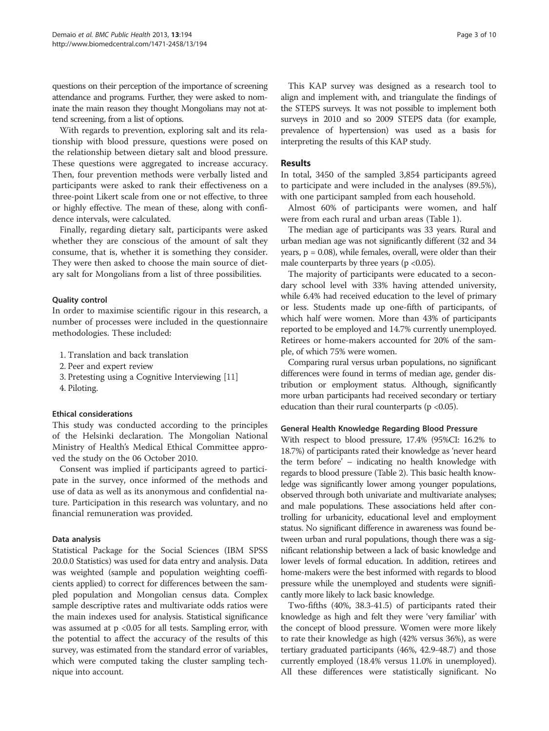questions on their perception of the importance of screening attendance and programs. Further, they were asked to nominate the main reason they thought Mongolians may not attend screening, from a list of options.

With regards to prevention, exploring salt and its relationship with blood pressure, questions were posed on the relationship between dietary salt and blood pressure. These questions were aggregated to increase accuracy. Then, four prevention methods were verbally listed and participants were asked to rank their effectiveness on a three-point Likert scale from one or not effective, to three or highly effective. The mean of these, along with confidence intervals, were calculated.

Finally, regarding dietary salt, participants were asked whether they are conscious of the amount of salt they consume, that is, whether it is something they consider. They were then asked to choose the main source of dietary salt for Mongolians from a list of three possibilities.

#### Quality control

In order to maximise scientific rigour in this research, a number of processes were included in the questionnaire methodologies. These included:

1. Translation and back translation
2. Peer and expert review
3. Pretesting using a Cognitive Interviewing [11]
4. Piloting.

#### Ethical considerations

This study was conducted according to the principles of the Helsinki declaration. The Mongolian National Ministry of Health's Medical Ethical Committee approved the study on the 06 October 2010.

Consent was implied if participants agreed to participate in the survey, once informed of the methods and use of data as well as its anonymous and confidential nature. Participation in this research was voluntary, and no financial remuneration was provided.

#### Data analysis

Statistical Package for the Social Sciences (IBM SPSS 20.0.0 Statistics) was used for data entry and analysis. Data was weighted (sample and population weighting coefficients applied) to correct for differences between the sampled population and Mongolian census data. Complex sample descriptive rates and multivariate odds ratios were the main indexes used for analysis. Statistical significance was assumed at $p < 0.05$ for all tests. Sampling error, with the potential to affect the accuracy of the results of this survey, was estimated from the standard error of variables, which were computed taking the cluster sampling technique into account.

This KAP survey was designed as a research tool to align and implement with, and triangulate the findings of the STEPS surveys. It was not possible to implement both surveys in 2010 and so 2009 STEPS data (for example, prevalence of hypertension) was used as a basis for interpreting the results of this KAP study.

## Results

In total, 3450 of the sampled 3,854 participants agreed to participate and were included in the analyses (89.5%), with one participant sampled from each household.

Almost 60% of participants were women, and half were from each rural and urban areas (Table 1).

The median age of participants was 33 years. Rural and urban median age was not significantly different (32 and 34 years, $p = 0.08$), while females, overall, were older than their male counterparts by three years ($p < 0.05$).

The majority of participants were educated to a secondary school level with 33% having attended university, while 6.4% had received education to the level of primary or less. Students made up one-fifth of participants, of which half were women. More than 43% of participants reported to be employed and 14.7% currently unemployed. Retirees or home-makers accounted for 20% of the sample, of which 75% were women.

Comparing rural versus urban populations, no significant differences were found in terms of median age, gender distribution or employment status. Although, significantly more urban participants had received secondary or tertiary education than their rural counterparts ($p < 0.05$).

#### General Health Knowledge Regarding Blood Pressure

With respect to blood pressure, 17.4% (95%CI: 16.2% to 18.7%) of participants rated their knowledge as 'never heard the term before' – indicating no health knowledge with regards to blood pressure (Table 2). This basic health knowledge was significantly lower among younger populations, observed through both univariate and multivariate analyses; and male populations. These associations held after controlling for urbanicity, educational level and employment status. No significant difference in awareness was found between urban and rural populations, though there was a significant relationship between a lack of basic knowledge and lower levels of formal education. In addition, retirees and home-makers were the best informed with regards to blood pressure while the unemployed and students were significantly more likely to lack basic knowledge.

Two-fifths (40%, 38.3-41.5) of participants rated their knowledge as high and felt they were 'very familiar' with the concept of blood pressure. Women were more likely to rate their knowledge as high (42% versus 36%), as were tertiary graduated participants (46%, 42.9-48.7) and those currently employed (18.4% versus 11.0% in unemployed). All these differences were statistically significant. No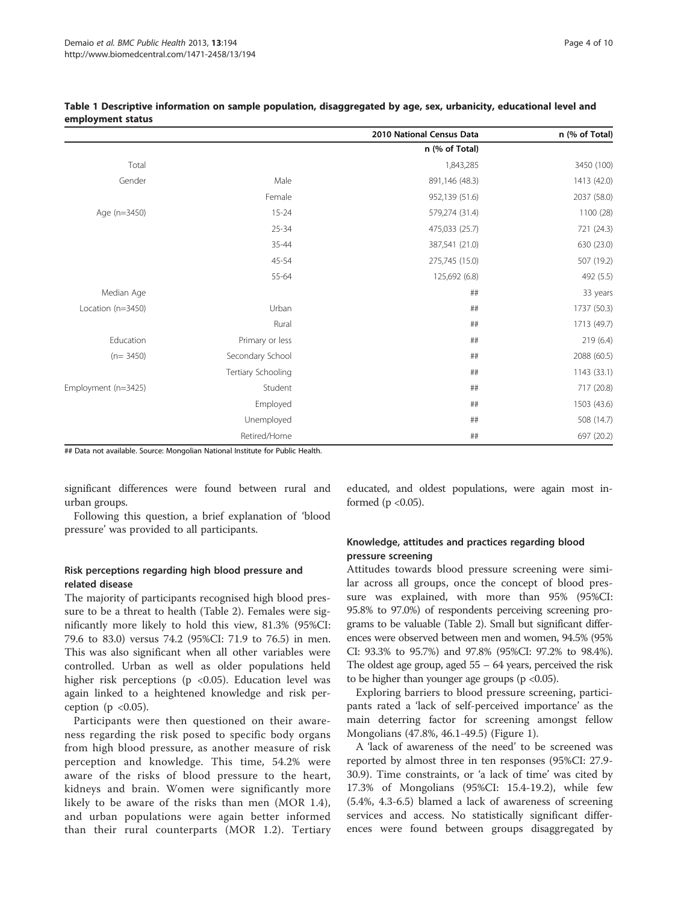**Table 1 Descriptive information on sample population, disaggregated by age, sex, urbanicity, educational level and employment status**

| | | 2010 National Census Data | n (% of Total) |
|---|---|---|---|
| | | n (% of Total) | |
| Total | | 1,843,285 | 3450 (100) |
| Gender | Male | 891,146 (48.3) | 1413 (42.0) |
| | Female | 952,139 (51.6) | 2037 (58.0) |
| Age (n=3450) | 15-24 | 579,274 (31.4) | 1100 (28) |
| | 25-34 | 475,033 (25.7) | 721 (24.3) |
| | 35-44 | 387,541 (21.0) | 630 (23.0) |
| | 45-54 | 275,745 (15.0) | 507 (19.2) |
| | 55-64 | 125,692 (6.8) | 492 (5.5) |
| Median Age | | ## | 33 years |
| Location (n=3450) | Urban | ## | 1737 (50.3) |
| | Rural | ## | 1713 (49.7) |
| Education | Primary or less | ## | 219 (6.4) |
| (n= 3450) | Secondary School | ## | 2088 (60.5) |
| | Tertiary Schooling | ## | 1143 (33.1) |
| Employment (n=3425) | Student | ## | 717 (20.8) |
| | Employed | ## | 1503 (43.6) |
| | Unemployed | ## | 508 (14.7) |
| | Retired/Home | ## | 697 (20.2) |

## Data not available. Source: Mongolian National Institute for Public Health.

significant differences were found between rural and urban groups.

Following this question, a brief explanation of 'blood pressure' was provided to all participants.

### Risk perceptions regarding high blood pressure and related disease

The majority of participants recognised high blood pressure to be a threat to health (Table 2). Females were significantly more likely to hold this view, 81.3% (95%CI: 79.6 to 83.0) versus 74.2 (95%CI: 71.9 to 76.5) in men. This was also significant when all other variables were controlled. Urban as well as older populations held higher risk perceptions ($p < 0.05$). Education level was again linked to a heightened knowledge and risk perception ($p < 0.05$).

Participants were then questioned on their awareness regarding the risk posed to specific body organs from high blood pressure, as another measure of risk perception and knowledge. This time, 54.2% were aware of the risks of blood pressure to the heart, kidneys and brain. Women were significantly more likely to be aware of the risks than men (MOR 1.4), and urban populations were again better informed than their rural counterparts (MOR 1.2). Tertiary educated, and oldest populations, were again most informed ($p < 0.05$).

### Knowledge, attitudes and practices regarding blood pressure screening

Attitudes towards blood pressure screening were similar across all groups, once the concept of blood pressure was explained, with more than 95% (95%CI: 95.8% to 97.0%) of respondents perceiving screening programs to be valuable (Table 2). Small but significant differences were observed between men and women, 94.5% (95% CI: 93.3% to 95.7%) and 97.8% (95%CI: 97.2% to 98.4%). The oldest age group, aged 55 – 64 years, perceived the risk to be higher than younger age groups ($p < 0.05$).

Exploring barriers to blood pressure screening, participants rated a 'lack of self-perceived importance' as the main deterring factor for screening amongst fellow Mongolians (47.8%, 46.1-49.5) (Figure 1).

A 'lack of awareness of the need' to be screened was reported by almost three in ten responses (95%CI: 27.9-30.9). Time constraints, or 'a lack of time' was cited by 17.3% of Mongolians (95%CI: 15.4-19.2), while few (5.4%, 4.3-6.5) blamed a lack of awareness of screening services and access. No statistically significant differences were found between groups disaggregated by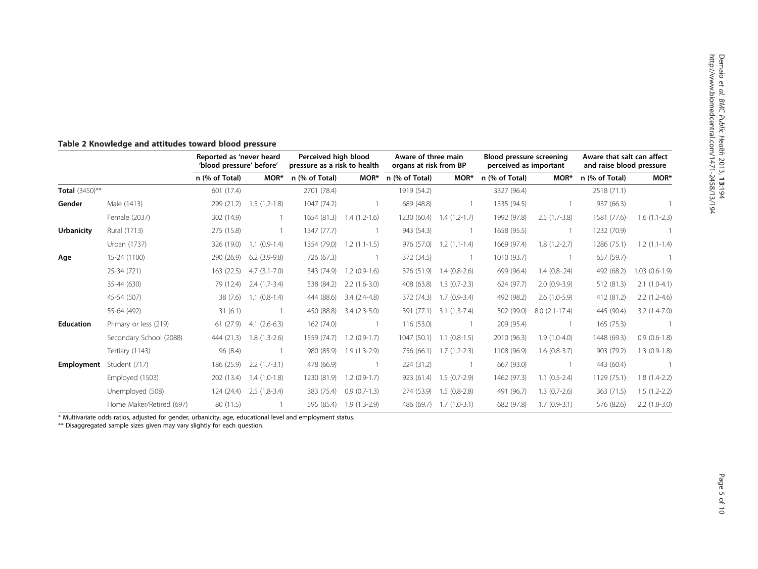**Table 2 Knowledge and attitudes toward blood pressure**

| | | Reported as 'never heard 'blood pressure' before' | | Perceived high blood pressure as a risk to health | | Aware of three main organs at risk from BP | | Blood pressure screening perceived as important | | Aware that salt can affect and raise blood pressure | |
|---|---|---|---|---|---|---|---|---|---|---|---|
| | | n (% of Total) | MOR* | n (% of Total) | MOR* | n (% of Total) | MOR* | n (% of Total) | MOR* | n (% of Total) | MOR* |
| **Total** (3450)** | | 601 (17.4) | | 2701 (78.4) | | 1919 (54.2) | | 3327 (96.4) | | 2518 (71.1) | |
| **Gender** | Male (1413) | 299 (21.2) | 1.5 (1.2-1.8) | 1047 (74.2) | 1 | 689 (48.8) | 1 | 1335 (94.5) | 1 | 937 (66.3) | 1 |
| | Female (2037) | 302 (14.9) | 1 | 1654 (81.3) | 1.4 (1.2-1.6) | 1230 (60.4) | 1.4 (1.2-1.7) | 1992 (97.8) | 2.5 (1.7-3.8) | 1581 (77.6) | 1.6 (1.1-2.3) |
| **Urbanicity** | Rural (1713) | 275 (15.8) | 1 | 1347 (77.7) | 1 | 943 (54.3) | 1 | 1658 (95.5) | 1 | 1232 (70.9) | 1 |
| | Urban (1737) | 326 (19.0) | 1.1 (0.9-1.4) | 1354 (79.0) | 1.2 (1.1-1.5) | 976 (57.0) | 1.2 (1.1-1.4) | 1669 (97.4) | 1.8 (1.2-2.7) | 1286 (75.1) | 1.2 (1.1-1.4) |
| **Age** | 15-24 (1100) | 290 (26.9) | 6.2 (3.9-9.8) | 726 (67.3) | 1 | 372 (34.5) | 1 | 1010 (93.7) | 1 | 657 (59.7) | 1 |
| | 25-34 (721) | 163 (22.5) | 4.7 (3.1-7.0) | 543 (74.9) | 1.2 (0.9-1.6) | 376 (51.9) | 1.4 (0.8-2.6) | 699 (96.4) | 1.4 (0.8-.24) | 492 (68.2) | 1.03 (0.6-1.9) |
| | 35-44 (630) | 79 (12.4) | 2.4 (1.7-3.4) | 538 (84.2) | 2.2 (1.6-3.0) | 408 (63.8) | 1.3 (0.7-2.3) | 624 (97.7) | 2.0 (0.9-3.9) | 512 (81.3) | 2.1 (1.0-4.1) |
| | 45-54 (507) | 38 (7.6) | 1.1 (0.8-1.4) | 444 (88.6) | 3.4 (2.4-4.8) | 372 (74.3) | 1.7 (0.9-3.4) | 492 (98.2) | 2.6 (1.0-5.9) | 412 (81.2) | 2.2 (1.2-4.6) |
| | 55-64 (492) | 31 (6.1) | 1 | 450 (88.8) | 3.4 (2.3-5.0) | 391 (77.1) | 3.1 (1.3-7.4) | 502 (99.0) | 8.0 (2.1-17.4) | 445 (90.4) | 3.2 (1.4-7.0) |
| **Education** | Primary or less (219) | 61 (27.9) | 4.1 (2.6-6.3) | 162 (74.0) | 1 | 116 (53.0) | 1 | 209 (95.4) | 1 | 165 (75.3) | 1 |
| | Secondary School (2088) | 444 (21.3) | 1.8 (1.3-2.6) | 1559 (74.7) | 1.2 (0.9-1.7) | 1047 (50.1) | 1.1 (0.8-1.5) | 2010 (96.3) | 1.9 (1.0-4.0) | 1448 (69.3) | 0.9 (0.6-1.8) |
| | Tertiary (1143) | 96 (8.4) | 1 | 980 (85.9) | 1.9 (1.3-2.9) | 756 (66.1) | 1.7 (1.2-2.3) | 1108 (96.9) | 1.6 (0.8-3.7) | 903 (79.2) | 1.3 (0.9-1.8) |
| **Employment** | Student (717) | 186 (25.9) | 2.2 (1.7-3.1) | 478 (66.9) | 1 | 224 (31.2) | 1 | 667 (93.0) | 1 | 443 (60.4) | 1 |
| | Employed (1503) | 202 (13.4) | 1.4 (1.0-1.8) | 1230 (81.9) | 1.2 (0.9-1.7) | 923 (61.4) | 1.5 (0.7-2.9) | 1462 (97.3) | 1.1 (0.5-2.4) | 1129 (75.1) | 1.8 (1.4-2.2) |
| | Unemployed (508) | 124 (24.4) | 2.5 (1.8-3.4) | 383 (75.4) | 0.9 (0.7-1.3) | 274 (53.9) | 1.5 (0.8-2.8) | 491 (96.7) | 1.3 (0.7-2.6) | 363 (71.5) | 1.5 (1.2-2.2) |
| | Home Maker/Retired (697) | 80 (11.5) | 1 | 595 (85.4) | 1.9 (1.3-2.9) | 486 (69.7) | 1.7 (1.0-3.1) | 682 (97.8) | 1.7 (0.9-3.1) | 576 (82.6) | 2.2 (1.8-3.0) |

* Multivariate odds ratios, adjusted for gender, urbanicity, age, educational level and employment status.
** Disaggregated sample sizes given may vary slightly for each question.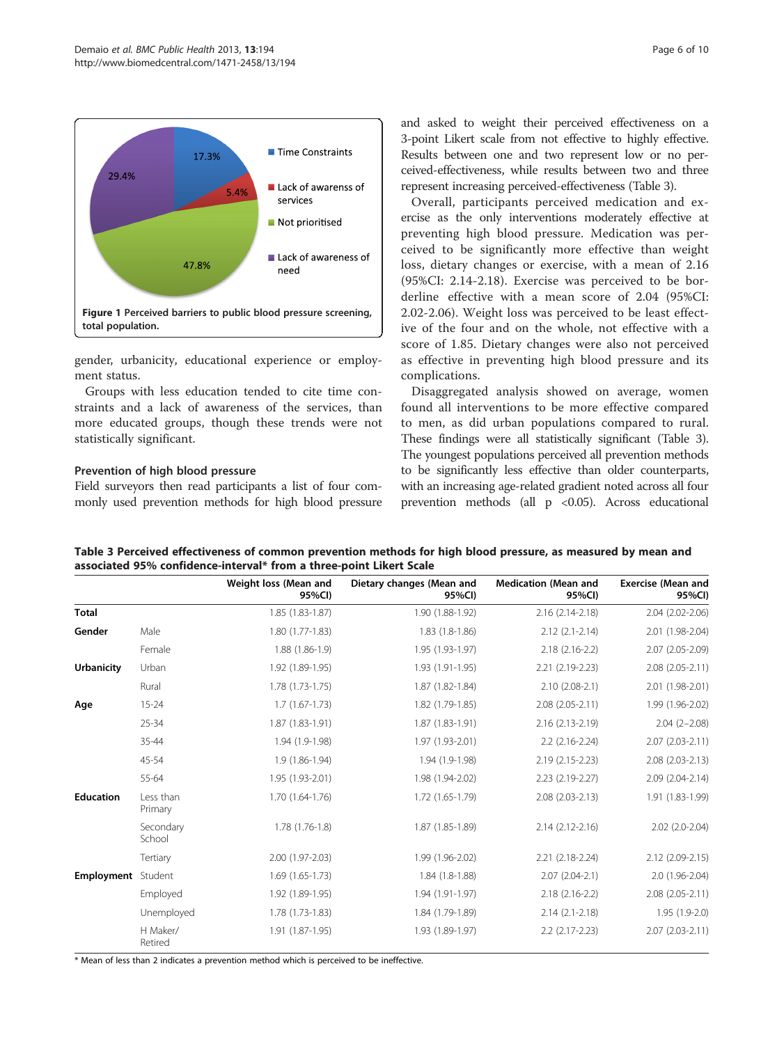Figure 1 Perceived barriers to public blood pressure screening, total population.

gender, urbanicity, educational experience or employment status.

Groups with less education tended to cite time constraints and a lack of awareness of the services, than more educated groups, though these trends were not statistically significant.

### Prevention of high blood pressure

Field surveyors then read participants a list of four commonly used prevention methods for high blood pressure and asked to weight their perceived effectiveness on a 3-point Likert scale from not effective to highly effective. Results between one and two represent low or no perceived-effectiveness, while results between two and three represent increasing perceived-effectiveness (Table 3).

Overall, participants perceived medication and exercise as the only interventions moderately effective at preventing high blood pressure. Medication was perceived to be significantly more effective than weight loss, dietary changes or exercise, with a mean of 2.16 (95%CI: 2.14-2.18). Exercise was perceived to be borderline effective with a mean score of 2.04 (95%CI: 2.02-2.06). Weight loss was perceived to be least effective of the four and on the whole, not effective with a score of 1.85. Dietary changes were also not perceived as effective in preventing high blood pressure and its complications.

Disaggregated analysis showed on average, women found all interventions to be more effective compared to men, as did urban populations compared to rural. These findings were all statistically significant (Table 3). The youngest populations perceived all prevention methods to be significantly less effective than older counterparts, with an increasing age-related gradient noted across all four prevention methods (all $p < 0.05$). Across educational

**Table 3 Perceived effectiveness of common prevention methods for high blood pressure, as measured by mean and associated 95% confidence-interval* from a three-point Likert Scale**

| | | Weight loss (Mean and 95%CI) | Dietary changes (Mean and 95%CI) | Medication (Mean and 95%CI) | Exercise (Mean and 95%CI) |
|---|---|---|---|---|---|
| **Total** | | 1.85 (1.83-1.87) | 1.90 (1.88-1.92) | 2.16 (2.14-2.18) | 2.04 (2.02-2.06) |
| **Gender** | Male | 1.80 (1.77-1.83) | 1.83 (1.8-1.86) | 2.12 (2.1-2.14) | 2.01 (1.98-2.04) |
| | Female | 1.88 (1.86-1.9) | 1.95 (1.93-1.97) | 2.18 (2.16-2.2) | 2.07 (2.05-2.09) |
| **Urbanicity** | Urban | 1.92 (1.89-1.95) | 1.93 (1.91-1.95) | 2.21 (2.19-2.23) | 2.08 (2.05-2.11) |
| | Rural | 1.78 (1.73-1.75) | 1.87 (1.82-1.84) | 2.10 (2.08-2.1) | 2.01 (1.98-2.01) |
| **Age** | 15-24 | 1.7 (1.67-1.73) | 1.82 (1.79-1.85) | 2.08 (2.05-2.11) | 1.99 (1.96-2.02) |
| | 25-34 | 1.87 (1.83-1.91) | 1.87 (1.83-1.91) | 2.16 (2.13-2.19) | 2.04 (2–2.08) |
| | 35-44 | 1.94 (1.9-1.98) | 1.97 (1.93-2.01) | 2.2 (2.16-2.24) | 2.07 (2.03-2.11) |
| | 45-54 | 1.9 (1.86-1.94) | 1.94 (1.9-1.98) | 2.19 (2.15-2.23) | 2.08 (2.03-2.13) |
| | 55-64 | 1.95 (1.93-2.01) | 1.98 (1.94-2.02) | 2.23 (2.19-2.27) | 2.09 (2.04-2.14) |
| **Education** | Less than Primary | 1.70 (1.64-1.76) | 1.72 (1.65-1.79) | 2.08 (2.03-2.13) | 1.91 (1.83-1.99) |
| | Secondary School | 1.78 (1.76-1.8) | 1.87 (1.85-1.89) | 2.14 (2.12-2.16) | 2.02 (2.0-2.04) |
| | Tertiary | 2.00 (1.97-2.03) | 1.99 (1.96-2.02) | 2.21 (2.18-2.24) | 2.12 (2.09-2.15) |
| **Employment** | Student | 1.69 (1.65-1.73) | 1.84 (1.8-1.88) | 2.07 (2.04-2.1) | 2.0 (1.96-2.04) |
| | Employed | 1.92 (1.89-1.95) | 1.94 (1.91-1.97) | 2.18 (2.16-2.2) | 2.08 (2.05-2.11) |
| | Unemployed | 1.78 (1.73-1.83) | 1.84 (1.79-1.89) | 2.14 (2.1-2.18) | 1.95 (1.9-2.0) |
| | H Maker/ Retired | 1.91 (1.87-1.95) | 1.93 (1.89-1.97) | 2.2 (2.17-2.23) | 2.07 (2.03-2.11) |

* Mean of less than 2 indicates a prevention method which is perceived to be ineffective.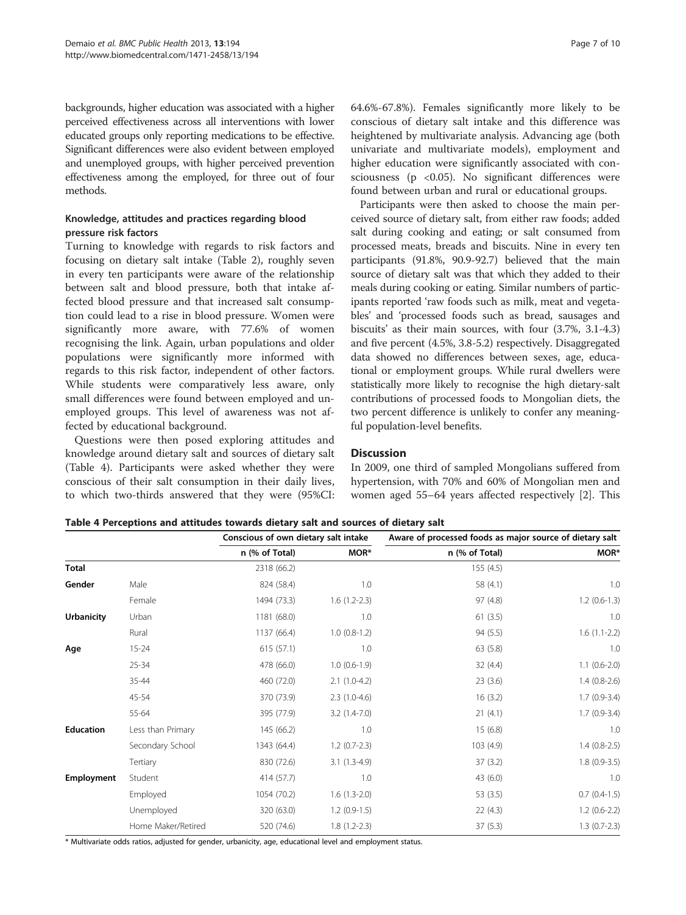backgrounds, higher education was associated with a higher perceived effectiveness across all interventions with lower educated groups only reporting medications to be effective. Significant differences were also evident between employed and unemployed groups, with higher perceived prevention effectiveness among the employed, for three out of four methods.

### Knowledge, attitudes and practices regarding blood pressure risk factors

Turning to knowledge with regards to risk factors and focusing on dietary salt intake (Table 2), roughly seven in every ten participants were aware of the relationship between salt and blood pressure, both that intake affected blood pressure and that increased salt consumption could lead to a rise in blood pressure. Women were significantly more aware, with 77.6% of women recognising the link. Again, urban populations and older populations were significantly more informed with regards to this risk factor, independent of other factors. While students were comparatively less aware, only small differences were found between employed and unemployed groups. This level of awareness was not affected by educational background.

Questions were then posed exploring attitudes and knowledge around dietary salt and sources of dietary salt (Table 4). Participants were asked whether they were conscious of their salt consumption in their daily lives, to which two-thirds answered that they were (95%CI: 64.6%-67.8%). Females significantly more likely to be conscious of dietary salt intake and this difference was heightened by multivariate analysis. Advancing age (both univariate and multivariate models), employment and higher education were significantly associated with consciousness ($p < 0.05$). No significant differences were found between urban and rural or educational groups.

Participants were then asked to choose the main perceived source of dietary salt, from either raw foods; added salt during cooking and eating; or salt consumed from processed meats, breads and biscuits. Nine in every ten participants (91.8%, 90.9-92.7) believed that the main source of dietary salt was that which they added to their meals during cooking or eating. Similar numbers of participants reported 'raw foods such as milk, meat and vegetables' and 'processed foods such as bread, sausages and biscuits' as their main sources, with four (3.7%, 3.1-4.3) and five percent (4.5%, 3.8-5.2) respectively. Disaggregated data showed no differences between sexes, age, educational or employment groups. While rural dwellers were statistically more likely to recognise the high dietary-salt contributions of processed foods to Mongolian diets, the two percent difference is unlikely to confer any meaningful population-level benefits.

## Discussion

In 2009, one third of sampled Mongolians suffered from hypertension, with 70% and 60% of Mongolian men and women aged 55–64 years affected respectively [2]. This

**Table 4 Perceptions and attitudes towards dietary salt and sources of dietary salt**

| | | Conscious of own dietary salt intake | | Aware of processed foods as major source of dietary salt | |
|---|---|---|---|---|---|
| | | n (% of Total) | MOR* | n (% of Total) | MOR* |
| **Total** | | 2318 (66.2) | | 155 (4.5) | |
| **Gender** | Male | 824 (58.4) | 1.0 | 58 (4.1) | 1.0 |
| | Female | 1494 (73.3) | 1.6 (1.2-2.3) | 97 (4.8) | 1.2 (0.6-1.3) |
| **Urbanicity** | Urban | 1181 (68.0) | 1.0 | 61 (3.5) | 1.0 |
| | Rural | 1137 (66.4) | 1.0 (0.8-1.2) | 94 (5.5) | 1.6 (1.1-2.2) |
| **Age** | 15-24 | 615 (57.1) | 1.0 | 63 (5.8) | 1.0 |
| | 25-34 | 478 (66.0) | 1.0 (0.6-1.9) | 32 (4.4) | 1.1 (0.6-2.0) |
| | 35-44 | 460 (72.0) | 2.1 (1.0-4.2) | 23 (3.6) | 1.4 (0.8-2.6) |
| | 45-54 | 370 (73.9) | 2.3 (1.0-4.6) | 16 (3.2) | 1.7 (0.9-3.4) |
| | 55-64 | 395 (77.9) | 3.2 (1.4-7.0) | 21 (4.1) | 1.7 (0.9-3.4) |
| **Education** | Less than Primary | 145 (66.2) | 1.0 | 15 (6.8) | 1.0 |
| | Secondary School | 1343 (64.4) | 1.2 (0.7-2.3) | 103 (4.9) | 1.4 (0.8-2.5) |
| | Tertiary | 830 (72.6) | 3.1 (1.3-4.9) | 37 (3.2) | 1.8 (0.9-3.5) |
| **Employment** | Student | 414 (57.7) | 1.0 | 43 (6.0) | 1.0 |
| | Employed | 1054 (70.2) | 1.6 (1.3-2.0) | 53 (3.5) | 0.7 (0.4-1.5) |
| | Unemployed | 320 (63.0) | 1.2 (0.9-1.5) | 22 (4.3) | 1.2 (0.6-2.2) |
| | Home Maker/Retired | 520 (74.6) | 1.8 (1.2-2.3) | 37 (5.3) | 1.3 (0.7-2.3) |

* Multivariate odds ratios, adjusted for gender, urbanicity, age, educational level and employment status.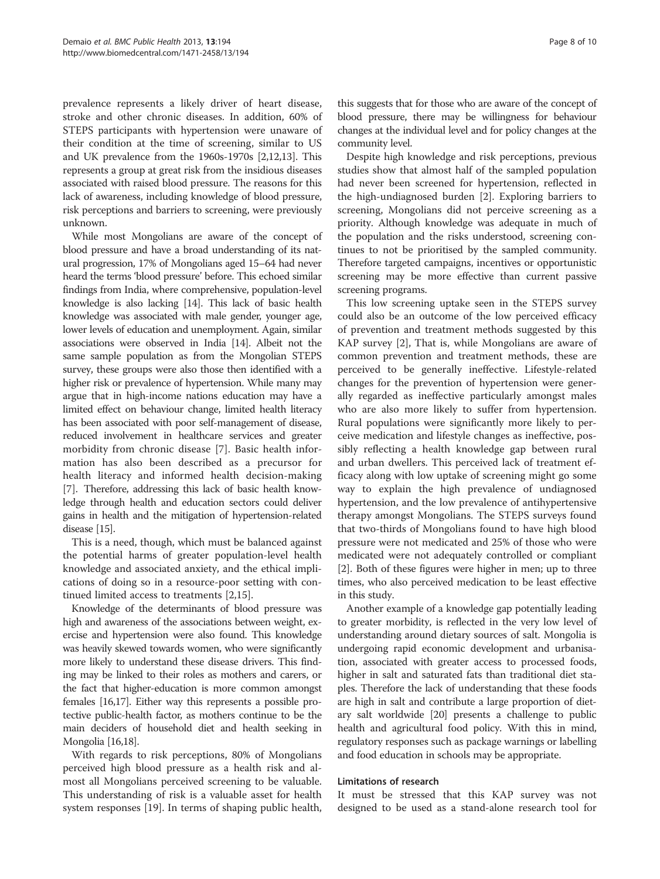prevalence represents a likely driver of heart disease, stroke and other chronic diseases. In addition, 60% of STEPS participants with hypertension were unaware of their condition at the time of screening, similar to US and UK prevalence from the 1960s-1970s [2,12,13]. This represents a group at great risk from the insidious diseases associated with raised blood pressure. The reasons for this lack of awareness, including knowledge of blood pressure, risk perceptions and barriers to screening, were previously unknown.

While most Mongolians are aware of the concept of blood pressure and have a broad understanding of its natural progression, 17% of Mongolians aged 15–64 had never heard the terms 'blood pressure' before. This echoed similar findings from India, where comprehensive, population-level knowledge is also lacking [14]. This lack of basic health knowledge was associated with male gender, younger age, lower levels of education and unemployment. Again, similar associations were observed in India [14]. Albeit not the same sample population as from the Mongolian STEPS survey, these groups were also those then identified with a higher risk or prevalence of hypertension. While many may argue that in high-income nations education may have a limited effect on behaviour change, limited health literacy has been associated with poor self-management of disease, reduced involvement in healthcare services and greater morbidity from chronic disease [7]. Basic health information has also been described as a precursor for health literacy and informed health decision-making [7]. Therefore, addressing this lack of basic health knowledge through health and education sectors could deliver gains in health and the mitigation of hypertension-related disease [15].

This is a need, though, which must be balanced against the potential harms of greater population-level health knowledge and associated anxiety, and the ethical implications of doing so in a resource-poor setting with continued limited access to treatments [2,15].

Knowledge of the determinants of blood pressure was high and awareness of the associations between weight, exercise and hypertension were also found. This knowledge was heavily skewed towards women, who were significantly more likely to understand these disease drivers. This finding may be linked to their roles as mothers and carers, or the fact that higher-education is more common amongst females [16,17]. Either way this represents a possible protective public-health factor, as mothers continue to be the main deciders of household diet and health seeking in Mongolia [16,18].

With regards to risk perceptions, 80% of Mongolians perceived high blood pressure as a health risk and almost all Mongolians perceived screening to be valuable. This understanding of risk is a valuable asset for health system responses [19]. In terms of shaping public health, this suggests that for those who are aware of the concept of blood pressure, there may be willingness for behaviour changes at the individual level and for policy changes at the community level.

Despite high knowledge and risk perceptions, previous studies show that almost half of the sampled population had never been screened for hypertension, reflected in the high-undiagnosed burden [2]. Exploring barriers to screening, Mongolians did not perceive screening as a priority. Although knowledge was adequate in much of the population and the risks understood, screening continues to not be prioritised by the sampled community. Therefore targeted campaigns, incentives or opportunistic screening may be more effective than current passive screening programs.

This low screening uptake seen in the STEPS survey could also be an outcome of the low perceived efficacy of prevention and treatment methods suggested by this KAP survey [2], That is, while Mongolians are aware of common prevention and treatment methods, these are perceived to be generally ineffective. Lifestyle-related changes for the prevention of hypertension were generally regarded as ineffective particularly amongst males who are also more likely to suffer from hypertension. Rural populations were significantly more likely to perceive medication and lifestyle changes as ineffective, possibly reflecting a health knowledge gap between rural and urban dwellers. This perceived lack of treatment efficacy along with low uptake of screening might go some way to explain the high prevalence of undiagnosed hypertension, and the low prevalence of antihypertensive therapy amongst Mongolians. The STEPS surveys found that two-thirds of Mongolians found to have high blood pressure were not medicated and 25% of those who were medicated were not adequately controlled or compliant [2]. Both of these figures were higher in men; up to three times, who also perceived medication to be least effective in this study.

Another example of a knowledge gap potentially leading to greater morbidity, is reflected in the very low level of understanding around dietary sources of salt. Mongolia is undergoing rapid economic development and urbanisation, associated with greater access to processed foods, higher in salt and saturated fats than traditional diet staples. Therefore the lack of understanding that these foods are high in salt and contribute a large proportion of dietary salt worldwide [20] presents a challenge to public health and agricultural food policy. With this in mind, regulatory responses such as package warnings or labelling and food education in schools may be appropriate.

## Limitations of research

It must be stressed that this KAP survey was not designed to be used as a stand-alone research tool for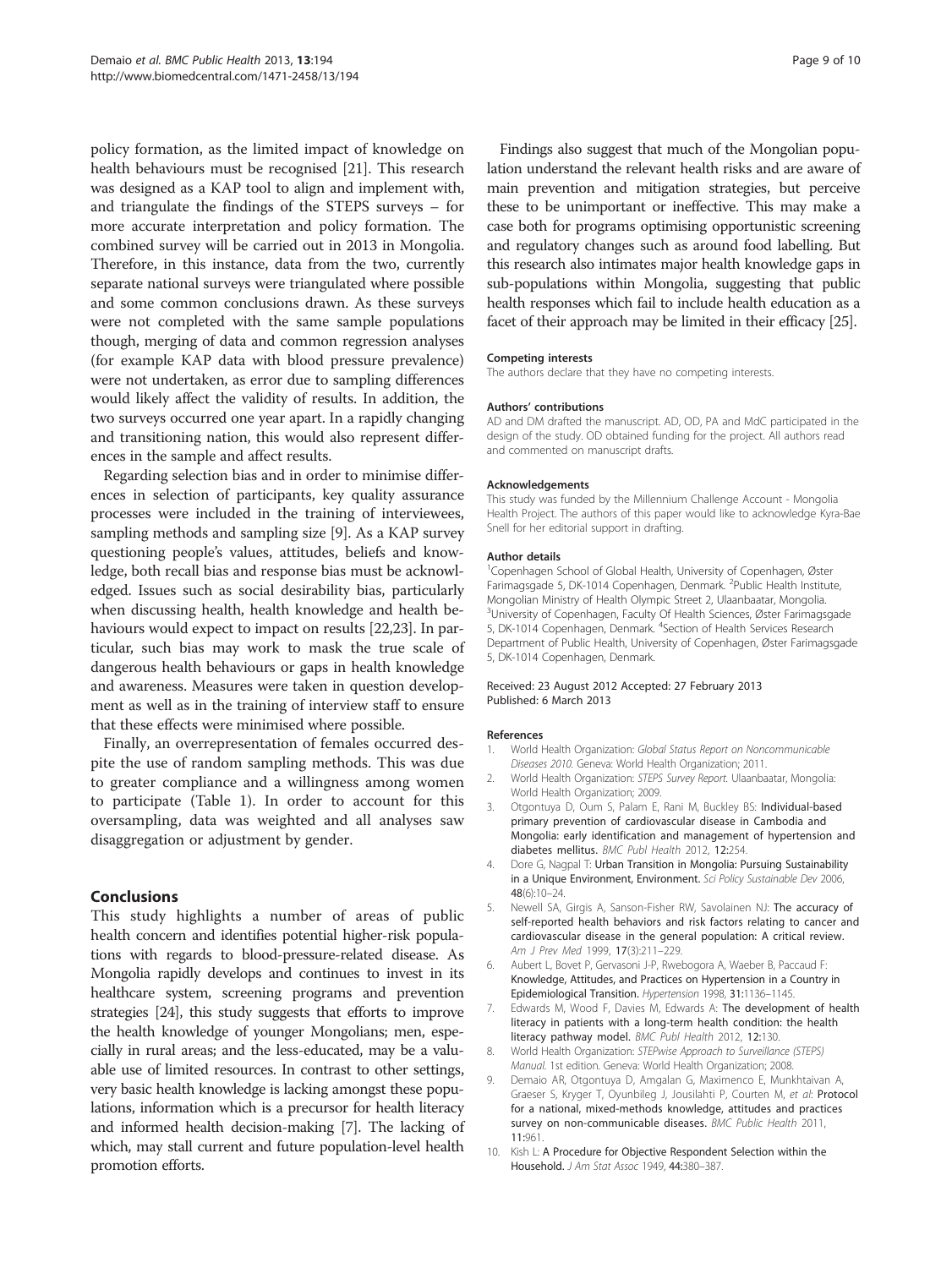policy formation, as the limited impact of knowledge on health behaviours must be recognised [21]. This research was designed as a KAP tool to align and implement with, and triangulate the findings of the STEPS surveys – for more accurate interpretation and policy formation. The combined survey will be carried out in 2013 in Mongolia. Therefore, in this instance, data from the two, currently separate national surveys were triangulated where possible and some common conclusions drawn. As these surveys were not completed with the same sample populations though, merging of data and common regression analyses (for example KAP data with blood pressure prevalence) were not undertaken, as error due to sampling differences would likely affect the validity of results. In addition, the two surveys occurred one year apart. In a rapidly changing and transitioning nation, this would also represent differences in the sample and affect results.

Regarding selection bias and in order to minimise differences in selection of participants, key quality assurance processes were included in the training of interviewees, sampling methods and sampling size [9]. As a KAP survey questioning people's values, attitudes, beliefs and knowledge, both recall bias and response bias must be acknowledged. Issues such as social desirability bias, particularly when discussing health, health knowledge and health behaviours would expect to impact on results [22,23]. In particular, such bias may work to mask the true scale of dangerous health behaviours or gaps in health knowledge and awareness. Measures were taken in question development as well as in the training of interview staff to ensure that these effects were minimised where possible.

Finally, an overrepresentation of females occurred despite the use of random sampling methods. This was due to greater compliance and a willingness among women to participate (Table 1). In order to account for this oversampling, data was weighted and all analyses saw disaggregation or adjustment by gender.

## Conclusions

This study highlights a number of areas of public health concern and identifies potential higher-risk populations with regards to blood-pressure-related disease. As Mongolia rapidly develops and continues to invest in its healthcare system, screening programs and prevention strategies [24], this study suggests that efforts to improve the health knowledge of younger Mongolians; men, especially in rural areas; and the less-educated, may be a valuable use of limited resources. In contrast to other settings, very basic health knowledge is lacking amongst these populations, information which is a precursor for health literacy and informed health decision-making [7]. The lacking of which, may stall current and future population-level health promotion efforts.

Findings also suggest that much of the Mongolian population understand the relevant health risks and are aware of main prevention and mitigation strategies, but perceive these to be unimportant or ineffective. This may make a case both for programs optimising opportunistic screening and regulatory changes such as around food labelling. But this research also intimates major health knowledge gaps in sub-populations within Mongolia, suggesting that public health responses which fail to include health education as a facet of their approach may be limited in their efficacy [25].

#### Competing interests

The authors declare that they have no competing interests.

#### Authors' contributions

AD and DM drafted the manuscript. AD, OD, PA and MdC participated in the design of the study. OD obtained funding for the project. All authors read and commented on manuscript drafts.

#### Acknowledgements

This study was funded by the Millennium Challenge Account - Mongolia Health Project. The authors of this paper would like to acknowledge Kyra-Bae Snell for her editorial support in drafting.

#### Author details

[1]Copenhagen School of Global Health, University of Copenhagen, Øster Farimagsgade 5, DK-1014 Copenhagen, Denmark. [2]Public Health Institute, Mongolian Ministry of Health Olympic Street 2, Ulaanbaatar, Mongolia. [3]University of Copenhagen, Faculty Of Health Sciences, Øster Farimagsgade 5, DK-1014 Copenhagen, Denmark. [4]Section of Health Services Research Department of Public Health, University of Copenhagen, Øster Farimagsgade 5, DK-1014 Copenhagen, Denmark.

Received: 23 August 2012 Accepted: 27 February 2013
Published: 6 March 2013

#### References

1. World Health Organization: *Global Status Report on Noncommunicable Diseases 2010.* Geneva: World Health Organization; 2011.
2. World Health Organization: *STEPS Survey Report.* Ulaanbaatar, Mongolia: World Health Organization; 2009.
3. Otgontuya D, Oum S, Palam E, Rani M, Buckley BS: **Individual-based primary prevention of cardiovascular disease in Cambodia and Mongolia: early identification and management of hypertension and diabetes mellitus.** *BMC Publ Health* 2012, **12:**254.
4. Dore G, Nagpal T: **Urban Transition in Mongolia: Pursuing Sustainability in a Unique Environment, Environment.** *Sci Policy Sustainable Dev* 2006, **48**(6):10–24.
5. Newell SA, Girgis A, Sanson-Fisher RW, Savolainen NJ: **The accuracy of self-reported health behaviors and risk factors relating to cancer and cardiovascular disease in the general population: A critical review.** *Am J Prev Med* 1999, **17**(3):211–229.
6. Aubert L, Bovet P, Gervasoni J-P, Rwebogora A, Waeber B, Paccaud F: **Knowledge, Attitudes, and Practices on Hypertension in a Country in Epidemiological Transition.** *Hypertension* 1998, **31:**1136–1145.
7. Edwards M, Wood F, Davies M, Edwards A: **The development of health literacy in patients with a long-term health condition: the health literacy pathway model.** *BMC Publ Health* 2012, **12:**130.
8. World Health Organization: *STEPwise Approach to Surveillance (STEPS) Manual.* 1st edition. Geneva: World Health Organization; 2008.
9. Demaio AR, Otgontuya D, Amgalan G, Maximenco E, Munkhtaivan A, Graeser S, Kryger T, Oyunbileg J, Jousilahti P, Courten M, *et al*: **Protocol for a national, mixed-methods knowledge, attitudes and practices survey on non-communicable diseases.** *BMC Public Health* 2011, **11:**961.
10. Kish L: **A Procedure for Objective Respondent Selection within the Household.** *J Am Stat Assoc* 1949, **44:**380–387.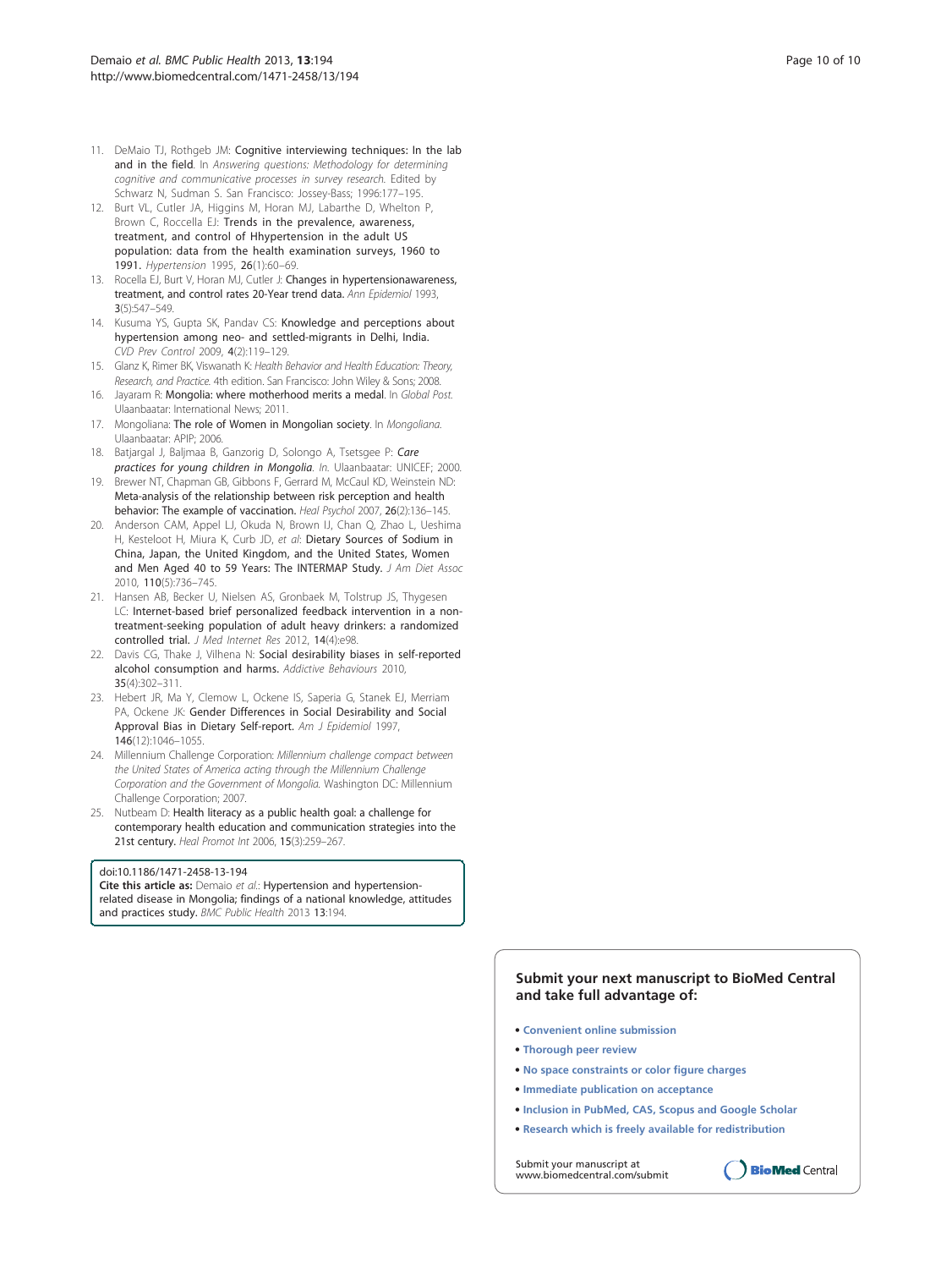11. DeMaio TJ, Rothgeb JM: **Cognitive interviewing techniques: In the lab and in the field**. In *Answering questions: Methodology for determining cognitive and communicative processes in survey research.* Edited by Schwarz N, Sudman S. San Francisco: Jossey-Bass; 1996:177–195.
12. Burt VL, Cutler JA, Higgins M, Horan MJ, Labarthe D, Whelton P, Brown C, Roccella EJ: **Trends in the prevalence, awareness, treatment, and control of Hhypertension in the adult US population: data from the health examination surveys, 1960 to 1991.** *Hypertension* 1995, **26**(1):60–69.
13. Rocella EJ, Burt V, Horan MJ, Cutler J: **Changes in hypertensionawareness, treatment, and control rates 20-Year trend data.** *Ann Epidemiol* 1993, **3**(5):547–549.
14. Kusuma YS, Gupta SK, Pandav CS: **Knowledge and perceptions about hypertension among neo- and settled-migrants in Delhi, India.** *CVD Prev Control* 2009, **4**(2):119–129.
15. Glanz K, Rimer BK, Viswanath K: *Health Behavior and Health Education: Theory, Research, and Practice.* 4th edition. San Francisco: John Wiley & Sons; 2008.
16. Jayaram R: **Mongolia: where motherhood merits a medal**. In *Global Post.* Ulaanbaatar: International News; 2011.
17. Mongoliana: **The role of Women in Mongolian society**. In *Mongoliana.* Ulaanbaatar: APIP; 2006.
18. Batjargal J, Baljmaa B, Ganzorig D, Solongo A, Tsetsgee P: ***Care practices for young children in Mongolia**. In.* Ulaanbaatar: UNICEF; 2000.
19. Brewer NT, Chapman GB, Gibbons F, Gerrard M, McCaul KD, Weinstein ND: **Meta-analysis of the relationship between risk perception and health behavior: The example of vaccination.** *Heal Psychol* 2007, **26**(2):136–145.
20. Anderson CAM, Appel LJ, Okuda N, Brown IJ, Chan Q, Zhao L, Ueshima H, Kesteloot H, Miura K, Curb JD, *et al*: **Dietary Sources of Sodium in China, Japan, the United Kingdom, and the United States, Women and Men Aged 40 to 59 Years: The INTERMAP Study.** *J Am Diet Assoc* 2010, **110**(5):736–745.
21. Hansen AB, Becker U, Nielsen AS, Gronbaek M, Tolstrup JS, Thygesen LC: **Internet-based brief personalized feedback intervention in a non-treatment-seeking population of adult heavy drinkers: a randomized controlled trial.** *J Med Internet Res* 2012, **14**(4):e98.
22. Davis CG, Thake J, Vilhena N: **Social desirability biases in self-reported alcohol consumption and harms.** *Addictive Behaviours* 2010, **35**(4):302–311.
23. Hebert JR, Ma Y, Clemow L, Ockene IS, Saperia G, Stanek EJ, Merriam PA, Ockene JK: **Gender Differences in Social Desirability and Social Approval Bias in Dietary Self-report.** *Am J Epidemiol* 1997, **146**(12):1046–1055.
24. Millennium Challenge Corporation: *Millennium challenge compact between the United States of America acting through the Millennium Challenge Corporation and the Government of Mongolia.* Washington DC: Millennium Challenge Corporation; 2007.
25. Nutbeam D: **Health literacy as a public health goal: a challenge for contemporary health education and communication strategies into the 21st century.** *Heal Promot Int* 2006, **15**(3):259–267.

doi:10.1186/1471-2458-13-194

**Cite this article as:** Demaio *et al.*: Hypertension and hypertension-related disease in Mongolia; findings of a national knowledge, attitudes and practices study. *BMC Public Health* 2013 **13**:194.

**Submit your next manuscript to BioMed Central and take full advantage of:**

- **Convenient online submission**
- **Thorough peer review**
- **No space constraints or color figure charges**
- **Immediate publication on acceptance**
- **Inclusion in PubMed, CAS, Scopus and Google Scholar**
- **Research which is freely available for redistribution**

Submit your manuscript at www.biomedcentral.com/submit

BioMed Central